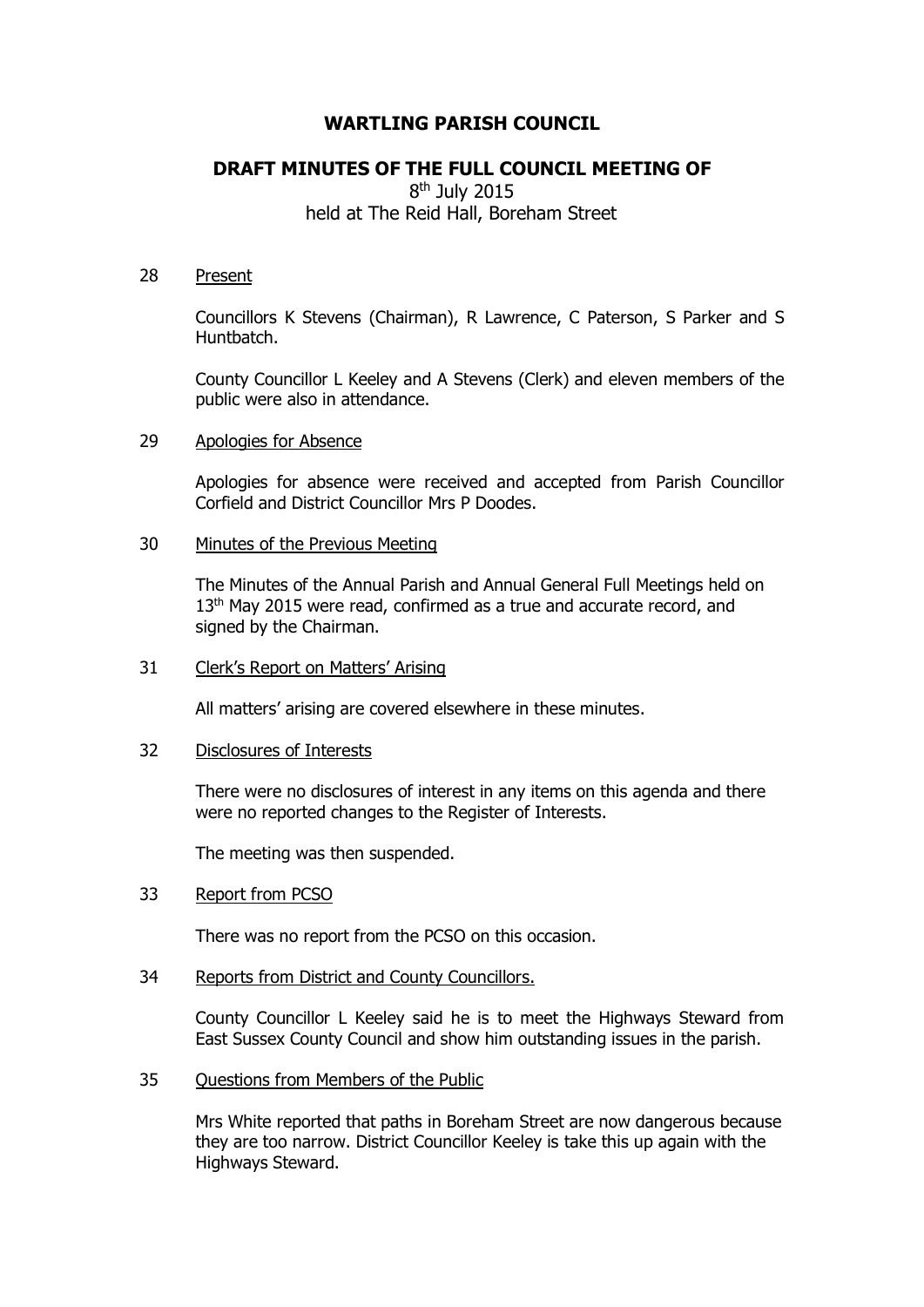# WARTLING PARISH COUNCIL

## DRAFT MINUTES OF THE FULL COUNCIL MEETING OF

8th July 2015
held at The Reid Hall, Boreham Street

28 Present

Councillors K Stevens (Chairman), R Lawrence, C Paterson, S Parker and S Huntbatch.

County Councillor L Keeley and A Stevens (Clerk) and eleven members of the public were also in attendance.

29 Apologies for Absence

Apologies for absence were received and accepted from Parish Councillor Corfield and District Councillor Mrs P Doodes.

30 Minutes of the Previous Meeting

The Minutes of the Annual Parish and Annual General Full Meetings held on 13th May 2015 were read, confirmed as a true and accurate record, and signed by the Chairman.

31 Clerk's Report on Matters' Arising

All matters' arising are covered elsewhere in these minutes.

32 Disclosures of Interests

There were no disclosures of interest in any items on this agenda and there were no reported changes to the Register of Interests.

The meeting was then suspended.

33 Report from PCSO

There was no report from the PCSO on this occasion.

34 Reports from District and County Councillors.

County Councillor L Keeley said he is to meet the Highways Steward from East Sussex County Council and show him outstanding issues in the parish.

35 Questions from Members of the Public

Mrs White reported that paths in Boreham Street are now dangerous because they are too narrow. District Councillor Keeley is take this up again with the Highways Steward.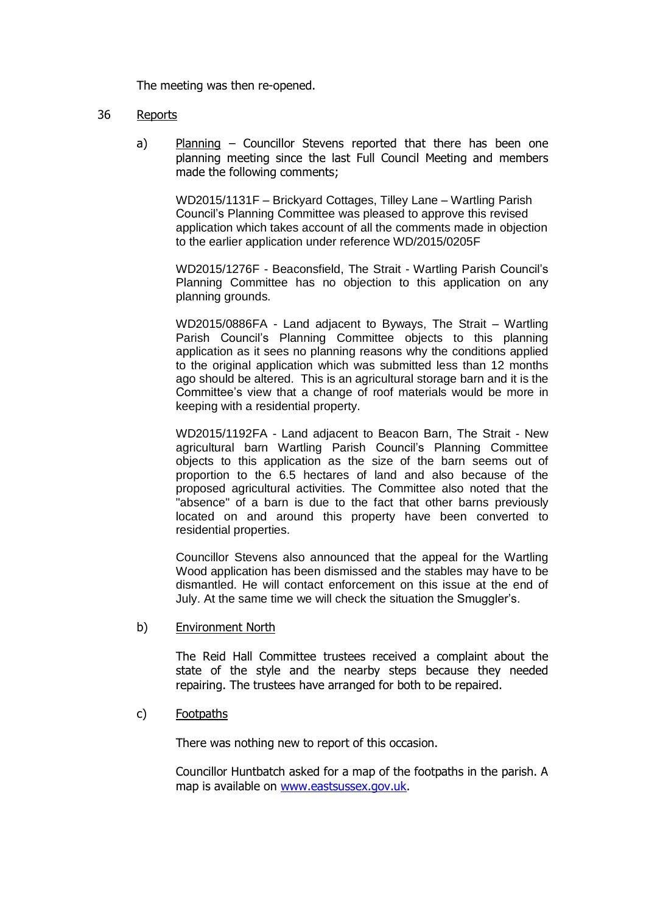The meeting was then re-opened.

36 Reports

a) Planning – Councillor Stevens reported that there has been one planning meeting since the last Full Council Meeting and members made the following comments;

WD2015/1131F – Brickyard Cottages, Tilley Lane – Wartling Parish Council's Planning Committee was pleased to approve this revised application which takes account of all the comments made in objection to the earlier application under reference WD/2015/0205F

WD2015/1276F - Beaconsfield, The Strait - Wartling Parish Council's Planning Committee has no objection to this application on any planning grounds.

WD2015/0886FA - Land adjacent to Byways, The Strait – Wartling Parish Council's Planning Committee objects to this planning application as it sees no planning reasons why the conditions applied to the original application which was submitted less than 12 months ago should be altered. This is an agricultural storage barn and it is the Committee's view that a change of roof materials would be more in keeping with a residential property.

WD2015/1192FA - Land adjacent to Beacon Barn, The Strait - New agricultural barn Wartling Parish Council's Planning Committee objects to this application as the size of the barn seems out of proportion to the 6.5 hectares of land and also because of the proposed agricultural activities. The Committee also noted that the "absence" of a barn is due to the fact that other barns previously located on and around this property have been converted to residential properties.

Councillor Stevens also announced that the appeal for the Wartling Wood application has been dismissed and the stables may have to be dismantled. He will contact enforcement on this issue at the end of July. At the same time we will check the situation the Smuggler's.

b) Environment North

The Reid Hall Committee trustees received a complaint about the state of the style and the nearby steps because they needed repairing. The trustees have arranged for both to be repaired.

c) Footpaths

There was nothing new to report of this occasion.

Councillor Huntbatch asked for a map of the footpaths in the parish. A map is available on www.eastsussex.gov.uk.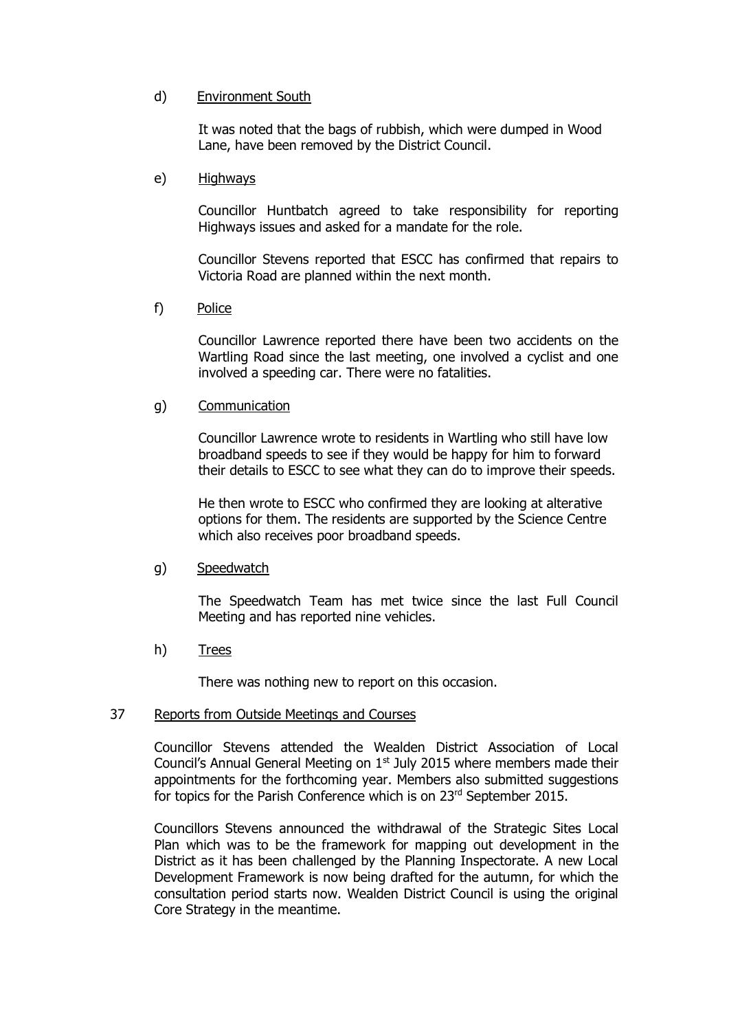d) Environment South

It was noted that the bags of rubbish, which were dumped in Wood Lane, have been removed by the District Council.

e) Highways

Councillor Huntbatch agreed to take responsibility for reporting Highways issues and asked for a mandate for the role.

Councillor Stevens reported that ESCC has confirmed that repairs to Victoria Road are planned within the next month.

f) Police

Councillor Lawrence reported there have been two accidents on the Wartling Road since the last meeting, one involved a cyclist and one involved a speeding car. There were no fatalities.

g) Communication

Councillor Lawrence wrote to residents in Wartling who still have low broadband speeds to see if they would be happy for him to forward their details to ESCC to see what they can do to improve their speeds.

He then wrote to ESCC who confirmed they are looking at alterative options for them. The residents are supported by the Science Centre which also receives poor broadband speeds.

g) Speedwatch

The Speedwatch Team has met twice since the last Full Council Meeting and has reported nine vehicles.

h) Trees

There was nothing new to report on this occasion.

37 Reports from Outside Meetings and Courses

Councillor Stevens attended the Wealden District Association of Local Council's Annual General Meeting on 1st July 2015 where members made their appointments for the forthcoming year. Members also submitted suggestions for topics for the Parish Conference which is on 23rd September 2015.

Councillors Stevens announced the withdrawal of the Strategic Sites Local Plan which was to be the framework for mapping out development in the District as it has been challenged by the Planning Inspectorate. A new Local Development Framework is now being drafted for the autumn, for which the consultation period starts now. Wealden District Council is using the original Core Strategy in the meantime.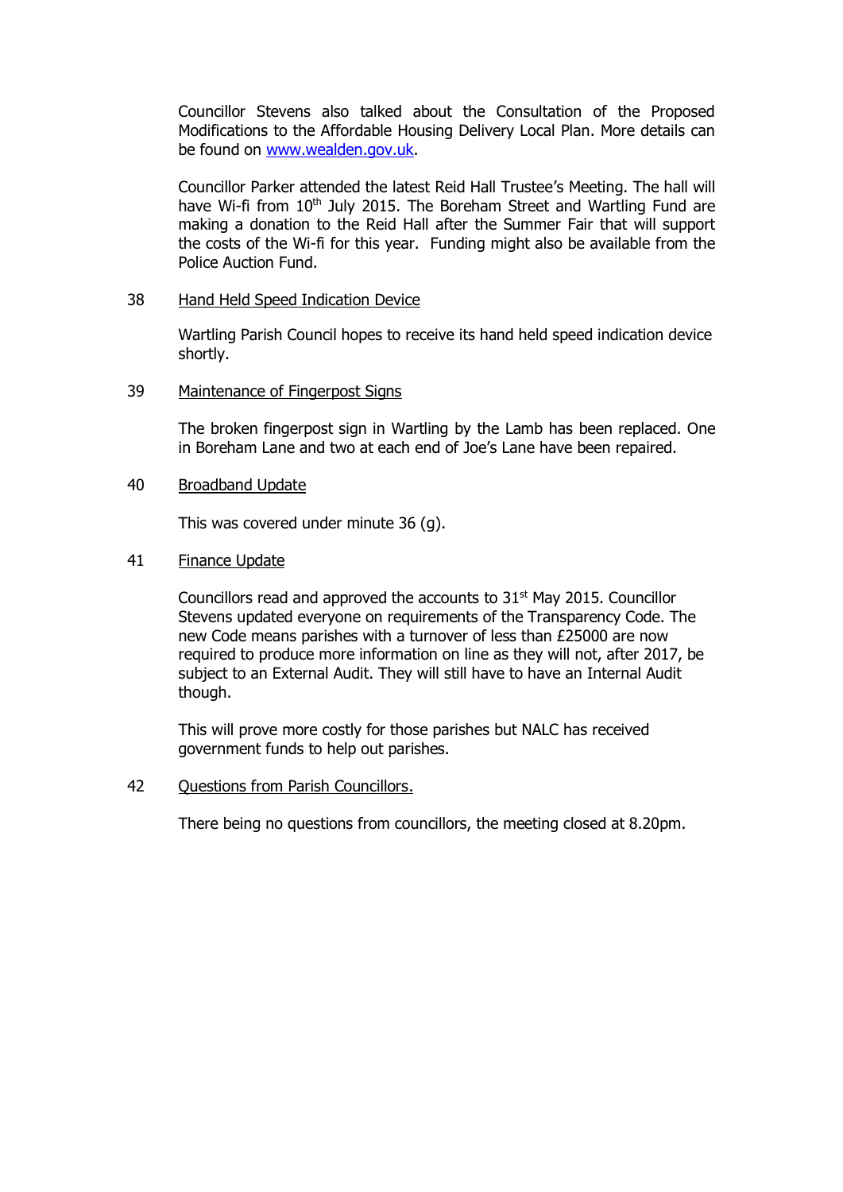Councillor Stevens also talked about the Consultation of the Proposed Modifications to the Affordable Housing Delivery Local Plan. More details can be found on www.wealden.gov.uk.

Councillor Parker attended the latest Reid Hall Trustee's Meeting. The hall will have Wi-fi from 10th July 2015. The Boreham Street and Wartling Fund are making a donation to the Reid Hall after the Summer Fair that will support the costs of the Wi-fi for this year. Funding might also be available from the Police Auction Fund.

38 Hand Held Speed Indication Device

Wartling Parish Council hopes to receive its hand held speed indication device shortly.

39 Maintenance of Fingerpost Signs

The broken fingerpost sign in Wartling by the Lamb has been replaced. One in Boreham Lane and two at each end of Joe's Lane have been repaired.

40 Broadband Update

This was covered under minute 36 (g).

41 Finance Update

Councillors read and approved the accounts to 31st May 2015. Councillor Stevens updated everyone on requirements of the Transparency Code. The new Code means parishes with a turnover of less than £25000 are now required to produce more information on line as they will not, after 2017, be subject to an External Audit. They will still have to have an Internal Audit though.

This will prove more costly for those parishes but NALC has received government funds to help out parishes.

42 Questions from Parish Councillors.

There being no questions from councillors, the meeting closed at 8.20pm.